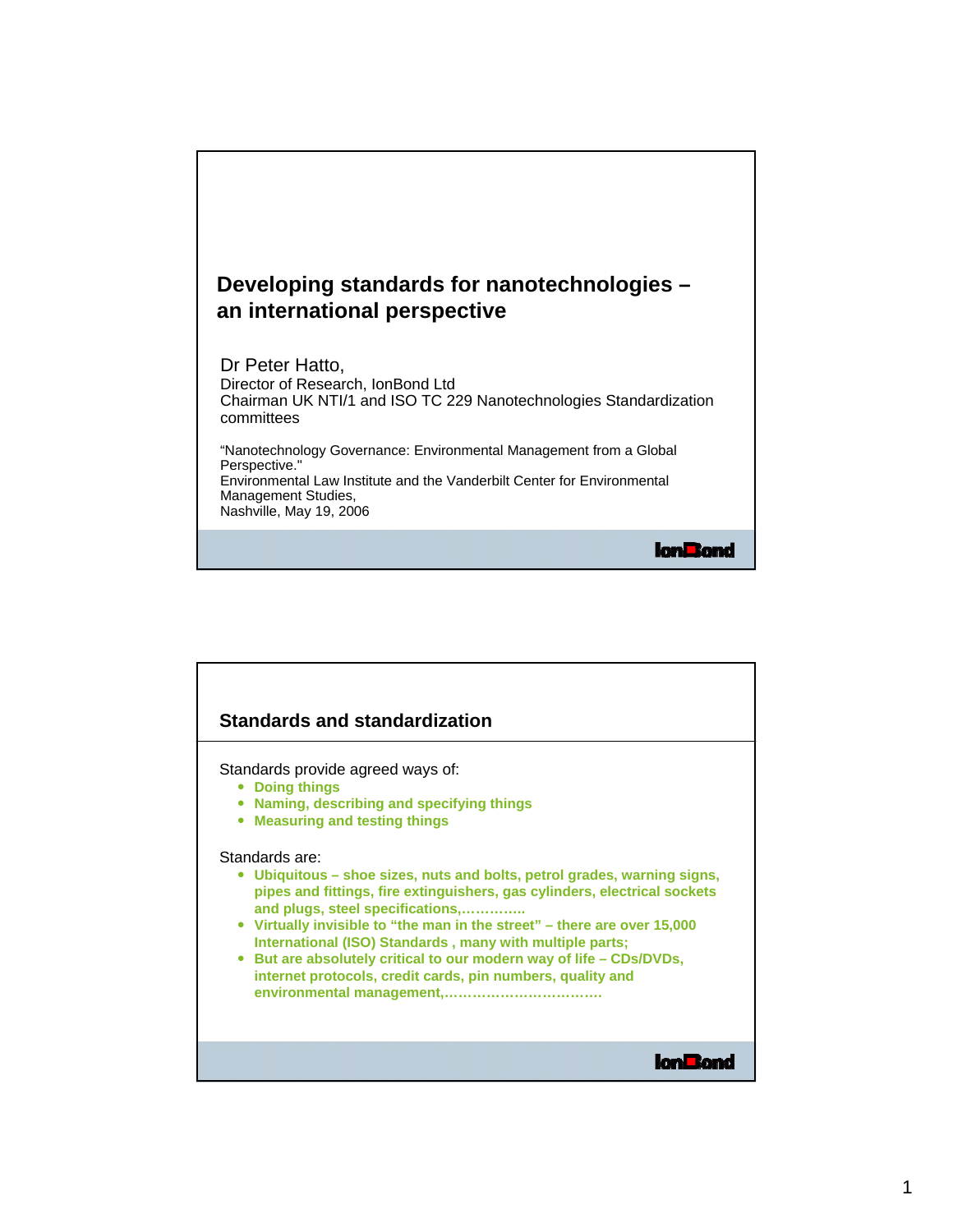# Developing standards for nanotechnologies – an international perspective

Dr Peter Hatto,
Director of Research, IonBond Ltd
Chairman UK NTI/1 and ISO TC 229 Nanotechnologies Standardization committees

"Nanotechnology Governance: Environmental Management from a Global Perspective."
Environmental Law Institute and the Vanderbilt Center for Environmental Management Studies,
Nashville, May 19, 2006

IonBond

## Standards and standardization

Standards provide agreed ways of:

- **Doing things**
- **Naming, describing and specifying things**
- **Measuring and testing things**

Standards are:

- **Ubiquitous – shoe sizes, nuts and bolts, petrol grades, warning signs, pipes and fittings, fire extinguishers, gas cylinders, electrical sockets and plugs, steel specifications,………….**
- **Virtually invisible to "the man in the street" – there are over 15,000 International (ISO) Standards , many with multiple parts;**
- **But are absolutely critical to our modern way of life – CDs/DVDs, internet protocols, credit cards, pin numbers, quality and environmental management,…………………………….**

IonBond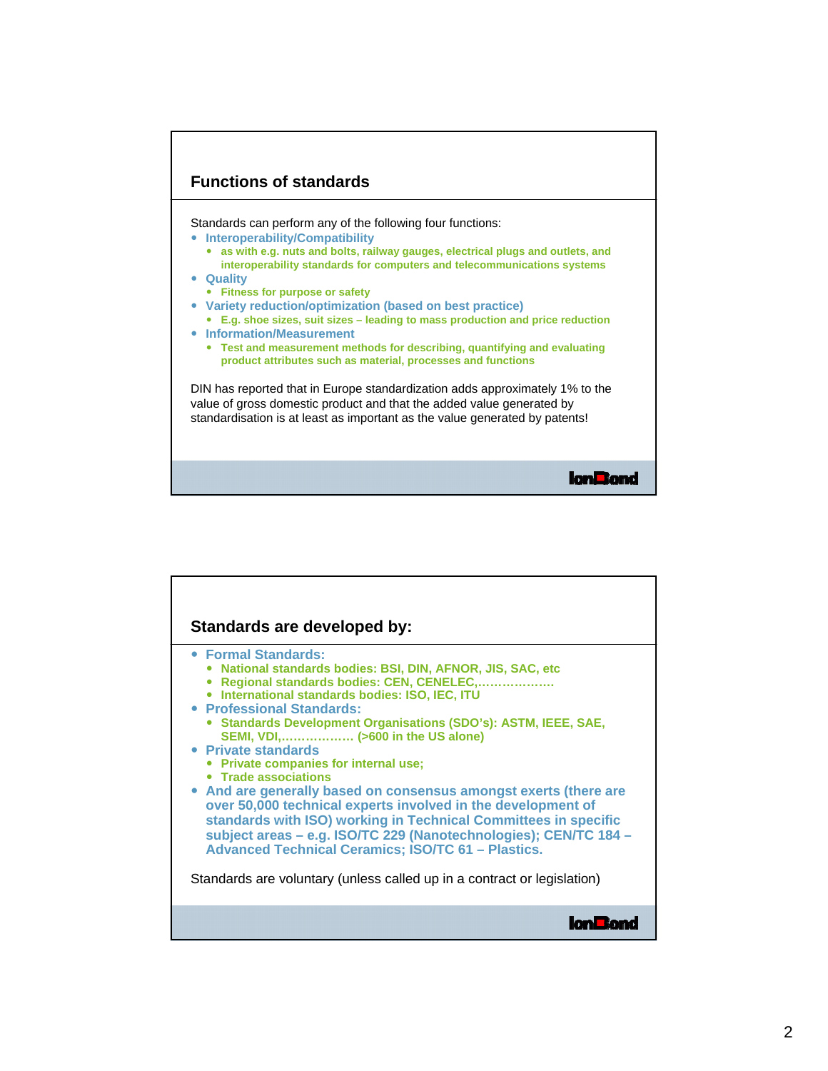## Functions of standards

Standards can perform any of the following four functions:

- Interoperability/Compatibility
  - as with e.g. nuts and bolts, railway gauges, electrical plugs and outlets, and interoperability standards for computers and telecommunications systems
- Quality
  - Fitness for purpose or safety
- Variety reduction/optimization (based on best practice)
  - E.g. shoe sizes, suit sizes – leading to mass production and price reduction
- Information/Measurement
  - Test and measurement methods for describing, quantifying and evaluating product attributes such as material, processes and functions

DIN has reported that in Europe standardization adds approximately 1% to the value of gross domestic product and that the added value generated by standardisation is at least as important as the value generated by patents!

IonBond

## Standards are developed by:

- Formal Standards:
  - National standards bodies: BSI, DIN, AFNOR, JIS, SAC, etc
  - Regional standards bodies: CEN, CENELEC,……………….
  - International standards bodies: ISO, IEC, ITU
- Professional Standards:
  - Standards Development Organisations (SDO's): ASTM, IEEE, SAE, SEMI, VDI,……………… (>600 in the US alone)
- Private standards
  - Private companies for internal use;
  - Trade associations
- And are generally based on consensus amongst exerts (there are over 50,000 technical experts involved in the development of standards with ISO) working in Technical Committees in specific subject areas – e.g. ISO/TC 229 (Nanotechnologies); CEN/TC 184 – Advanced Technical Ceramics; ISO/TC 61 – Plastics.

Standards are voluntary (unless called up in a contract or legislation)

IonBond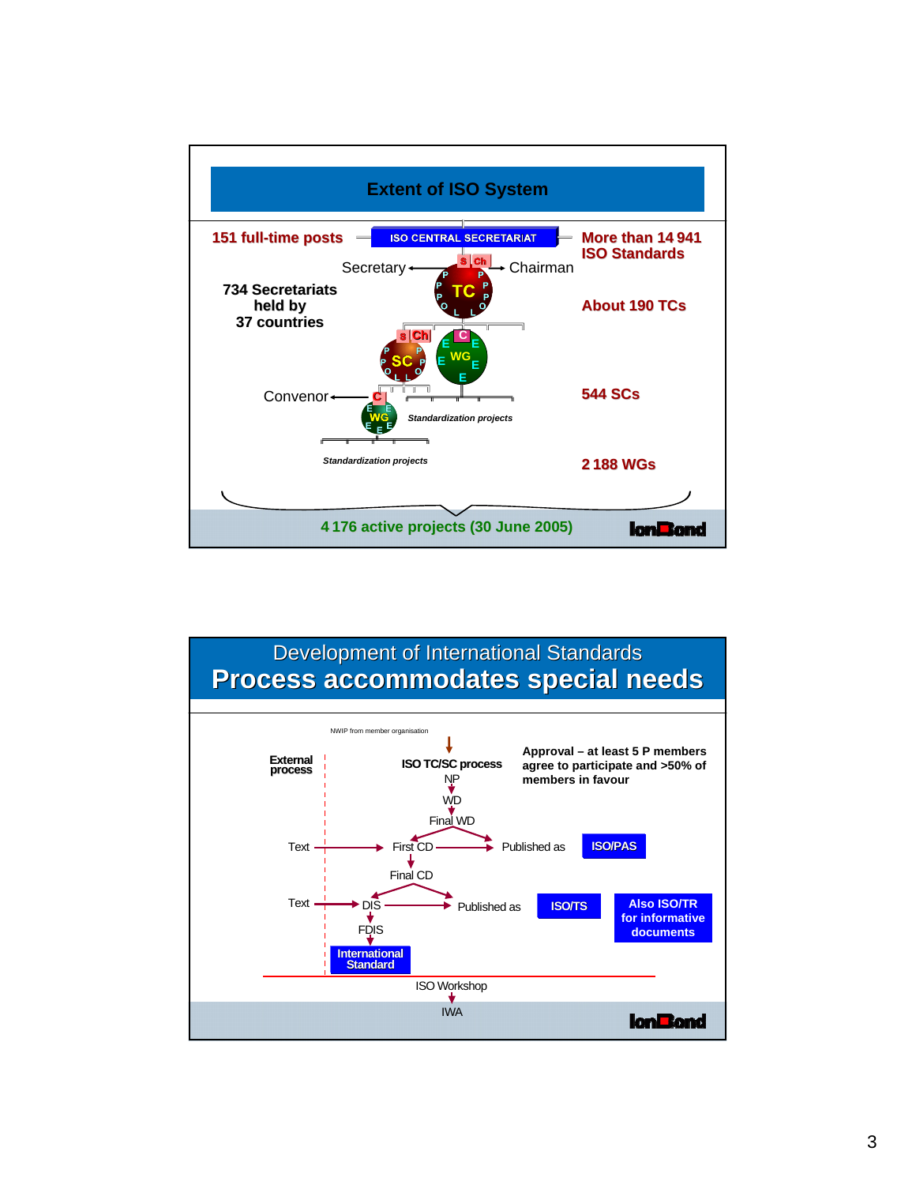## Extent of ISO System

151 full-time posts

ISO CENTRAL SECRETARIAT

More than 14 941 ISO Standards

Secretary ← S Ch → Chairman

734 Secretariats held by 37 countries

TC

About 190 TCs

SC

WG

Convenor ← C

WG

*Standardization projects*

544 SCs

*Standardization projects*

2 188 WGs

4 176 active projects (30 June 2005)

IonBond

---

## Development of International Standards

## Process accommodates special needs

NWIP from member organisation

External process

ISO TC/SC process

Approval – at least 5 P members agree to participate and >50% of members in favour

NP

WD

Final WD

Text → First CD → Published as **ISO/PAS**

Final CD

Text → DIS → Published as **ISO/TS**

**Also ISO/TR for informative documents**

FDIS

**International Standard**

ISO Workshop

IWA

IonBond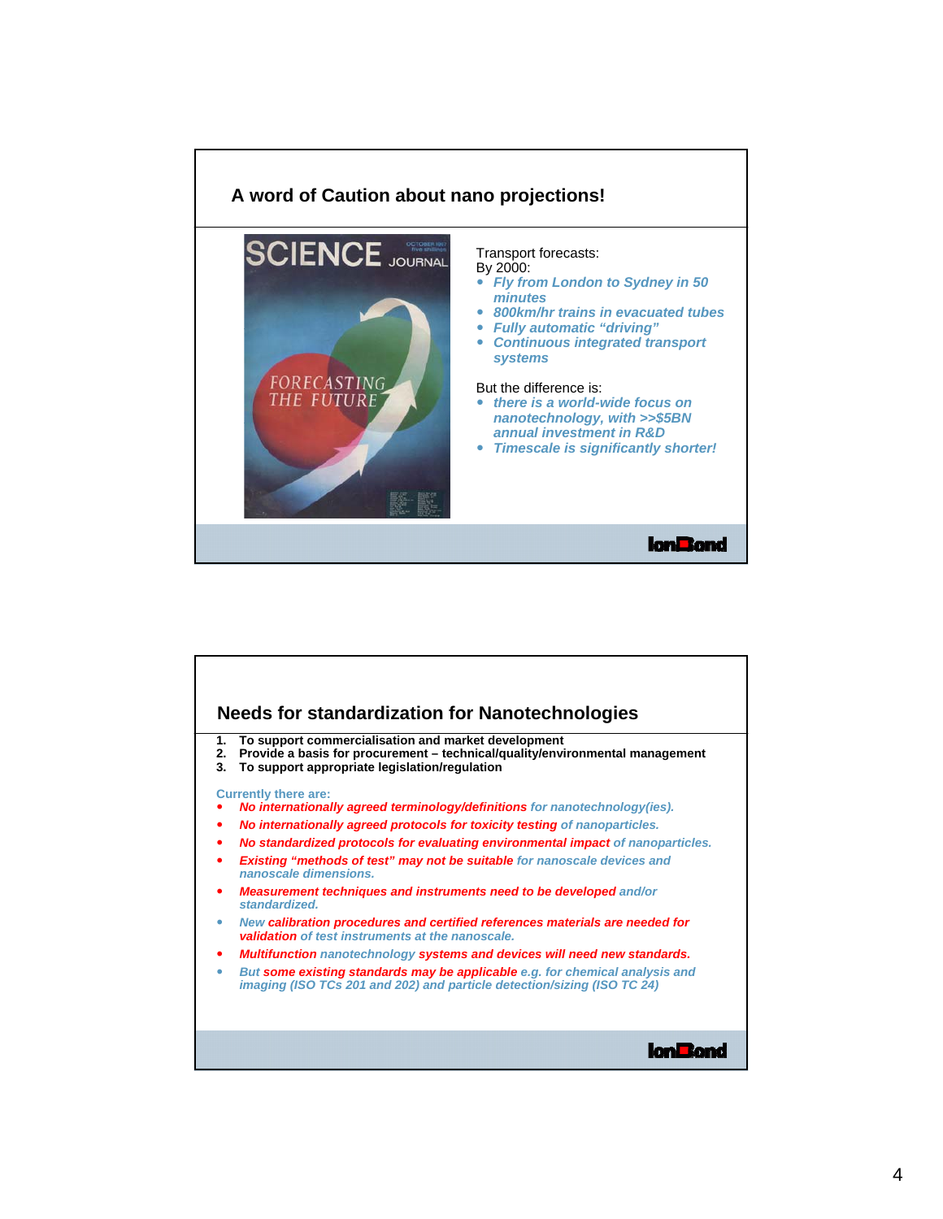## A word of Caution about nano projections!

SCIENCE JOURNAL

FORECASTING THE FUTURE

Transport forecasts:
By 2000:

- *Fly from London to Sydney in 50 minutes*
- *800km/hr trains in evacuated tubes*
- *Fully automatic “driving”*
- *Continuous integrated transport systems*

But the difference is:

- *there is a world-wide focus on nanotechnology, with >>$5BN annual investment in R&D*
- *Timescale is significantly shorter!*

## Needs for standardization for Nanotechnologies

1. **To support commercialisation and market development**
2. **Provide a basis for procurement – technical/quality/environmental management**
3. **To support appropriate legislation/regulation**

**Currently there are:**

- ***No internationally agreed terminology/definitions*** *for nanotechnology(ies).*
- ***No internationally agreed protocols for toxicity testing*** *of nanoparticles.*
- ***No standardized protocols for evaluating environmental impact*** *of nanoparticles.*
- ***Existing “methods of test” may not be suitable*** *for nanoscale devices and nanoscale dimensions.*
- ***Measurement techniques and instruments need to be developed*** *and/or standardized.*
- *New* ***calibration procedures and certified references materials are needed for validation*** *of test instruments at the nanoscale.*
- ***Multifunction*** *nanotechnology* ***systems and devices will need new standards.***
- *But* ***some existing standards may be applicable*** *e.g. for chemical analysis and imaging (ISO TCs 201 and 202) and particle detection/sizing (ISO TC 24)*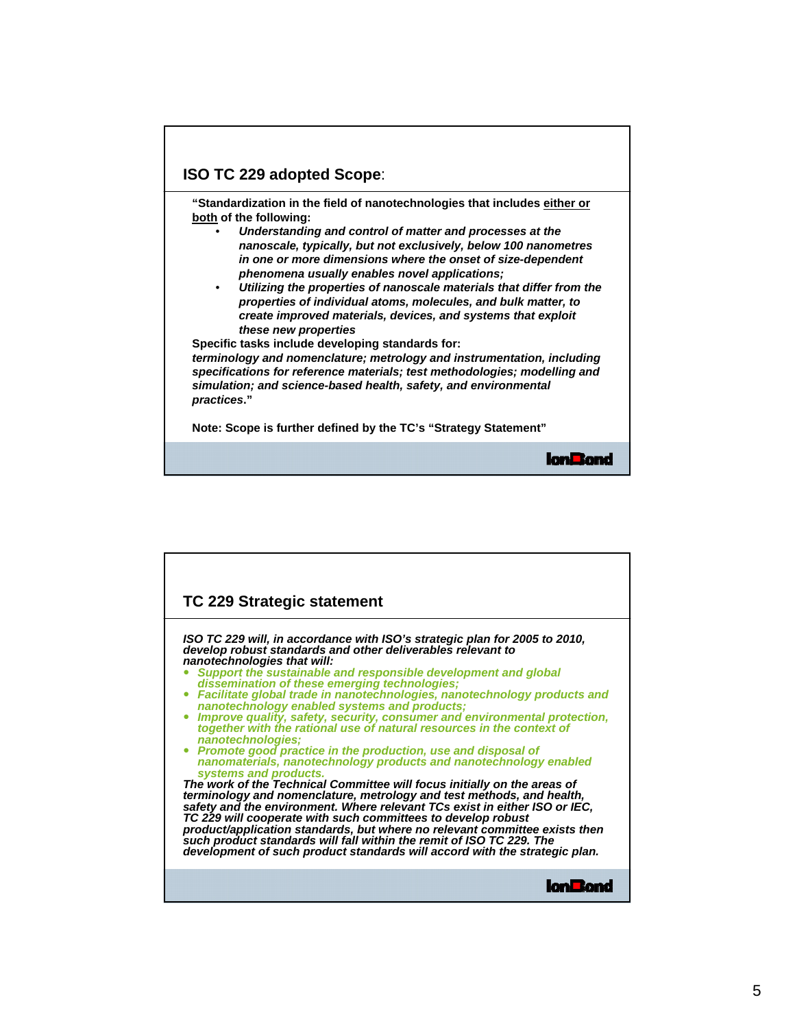## ISO TC 229 adopted Scope:

**"Standardization in the field of nanotechnologies that includes either or both of the following:**

- ***Understanding and control of matter and processes at the nanoscale, typically, but not exclusively, below 100 nanometres in one or more dimensions where the onset of size-dependent phenomena usually enables novel applications;***
- ***Utilizing the properties of nanoscale materials that differ from the properties of individual atoms, molecules, and bulk matter, to create improved materials, devices, and systems that exploit these new properties***

**Specific tasks include developing standards for:**
***terminology and nomenclature; metrology and instrumentation, including specifications for reference materials; test methodologies; modelling and simulation; and science-based health, safety, and environmental practices*."**

**Note: Scope is further defined by the TC's "Strategy Statement"**

IonBond

## TC 229 Strategic statement

***ISO TC 229 will, in accordance with ISO's strategic plan for 2005 to 2010, develop robust standards and other deliverables relevant to nanotechnologies that will:***

- ***Support the sustainable and responsible development and global dissemination of these emerging technologies;***
- ***Facilitate global trade in nanotechnologies, nanotechnology products and nanotechnology enabled systems and products;***
- ***Improve quality, safety, security, consumer and environmental protection, together with the rational use of natural resources in the context of nanotechnologies;***
- ***Promote good practice in the production, use and disposal of nanomaterials, nanotechnology products and nanotechnology enabled systems and products.***

***The work of the Technical Committee will focus initially on the areas of terminology and nomenclature, metrology and test methods, and health, safety and the environment. Where relevant TCs exist in either ISO or IEC, TC 229 will cooperate with such committees to develop robust product/application standards, but where no relevant committee exists then such product standards will fall within the remit of ISO TC 229. The development of such product standards will accord with the strategic plan.***

IonBond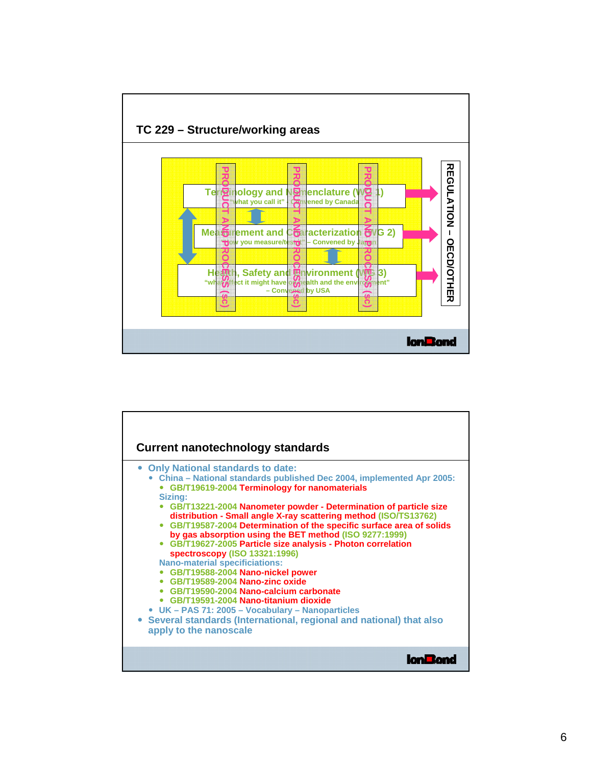## TC 229 – Structure/working areas

Terminology and Nomenclature (WG 1)
"what you call it" – Convened by Canada

Measurement and Characterization (WG 2)
"how you measure/test it" – Convened by Japan

Health, Safety and Environment (WG 3)
"what affect it might have on health and the environment"
– Convened by USA

PRODUCT AND PROCESS (sc)

PRODUCT AND PROCESS (sc)

PRODUCT AND PROCESS (sc)

REGULATION – OECD/OTHER

IonBond

## Current nanotechnology standards

- Only National standards to date:
  - China – National standards published Dec 2004, implemented Apr 2005:
    - GB/T19619-2004 Terminology for nanomaterials

    Sizing:
    - GB/T13221-2004 Nanometer powder - Determination of particle size distribution - Small angle X-ray scattering method (ISO/TS13762)
    - GB/T19587-2004 Determination of the specific surface area of solids by gas absorption using the BET method (ISO 9277:1999)
    - GB/T19627-2005 Particle size analysis - Photon correlation spectroscopy (ISO 13321:1996)

    Nano-material specificiations:
    - GB/T19588-2004 Nano-nickel power
    - GB/T19589-2004 Nano-zinc oxide
    - GB/T19590-2004 Nano-calcium carbonate
    - GB/T19591-2004 Nano-titanium dioxide
  - UK – PAS 71: 2005 – Vocabulary – Nanoparticles
- Several standards (International, regional and national) that also apply to the nanoscale

IonBond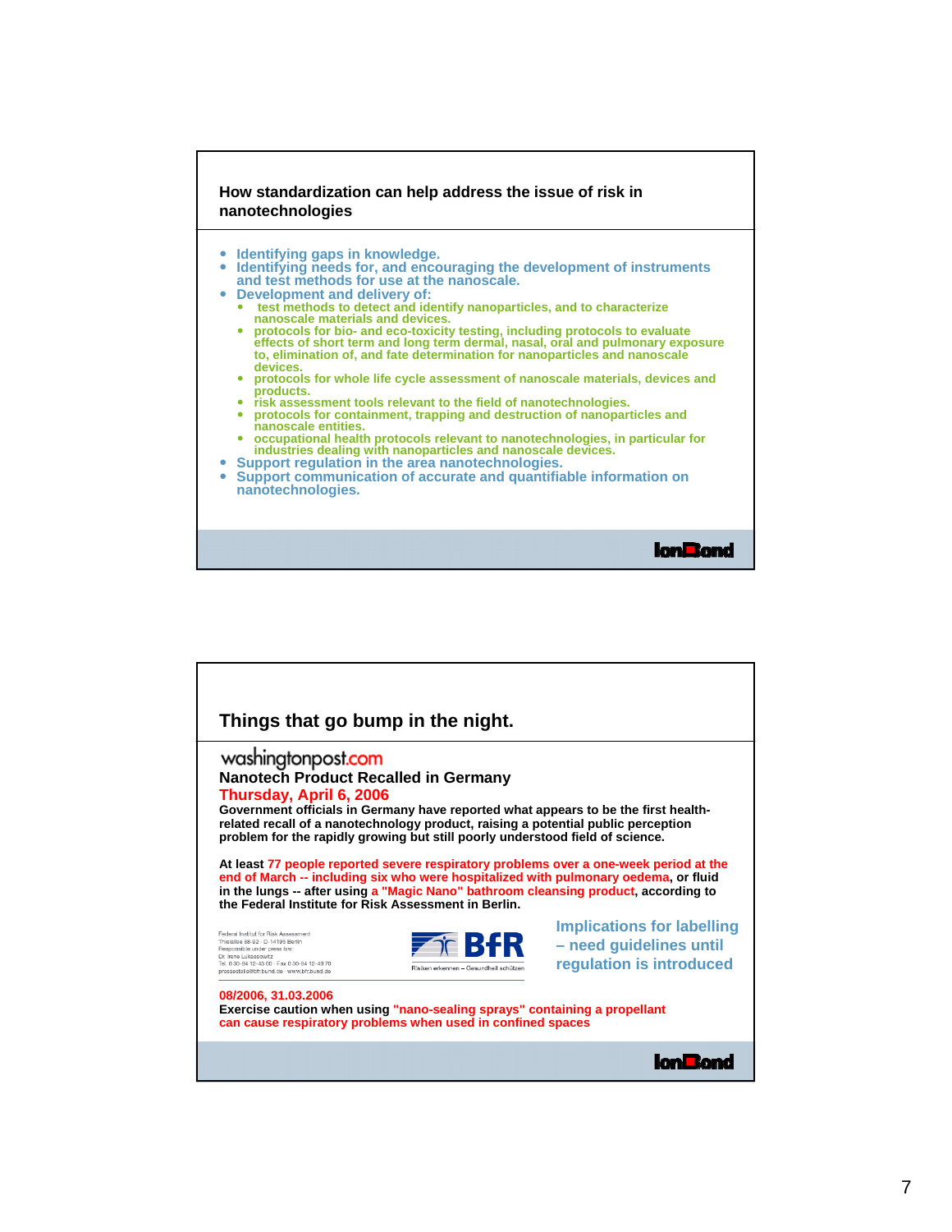## How standardization can help address the issue of risk in nanotechnologies

- Identifying gaps in knowledge.
- Identifying needs for, and encouraging the development of instruments and test methods for use at the nanoscale.
- Development and delivery of:
  - test methods to detect and identify nanoparticles, and to characterize nanoscale materials and devices.
  - protocols for bio- and eco-toxicity testing, including protocols to evaluate effects of short term and long term dermal, nasal, oral and pulmonary exposure to, elimination of, and fate determination for nanoparticles and nanoscale devices.
  - protocols for whole life cycle assessment of nanoscale materials, devices and products.
  - risk assessment tools relevant to the field of nanotechnologies.
  - protocols for containment, trapping and destruction of nanoparticles and nanoscale entities.
  - occupational health protocols relevant to nanotechnologies, in particular for industries dealing with nanoparticles and nanoscale devices.
- Support regulation in the area nanotechnologies.
- Support communication of accurate and quantifiable information on nanotechnologies.

IonBond

## Things that go bump in the night.

washingtonpost.com

**Nanotech Product Recalled in Germany**

**Thursday, April 6, 2006**

**Government officials in Germany have reported what appears to be the first health-related recall of a nanotechnology product, raising a potential public perception problem for the rapidly growing but still poorly understood field of science.**

**At least 77 people reported severe respiratory problems over a one-week period at the end of March -- including six who were hospitalized with pulmonary oedema, or fluid in the lungs -- after using a "Magic Nano" bathroom cleansing product, according to the Federal Institute for Risk Assessment in Berlin.**

Federal Institut for Risk Assessment
Thielallee 88-92 · D-14195 Berlin
Responsible under press law:
Dr. Irene Lukassowitz
Tel. 030-84 12-43 00 · Fax 030-84 12-49 70
pressestelle@bfr.bund.de · www.bfr.bund.de

BfR
Risiken erkennen – Gesundheit schützen

Implications for labelling – need guidelines until regulation is introduced

**08/2006, 31.03.2006**

**Exercise caution when using "nano-sealing sprays" containing a propellant can cause respiratory problems when used in confined spaces**

IonBond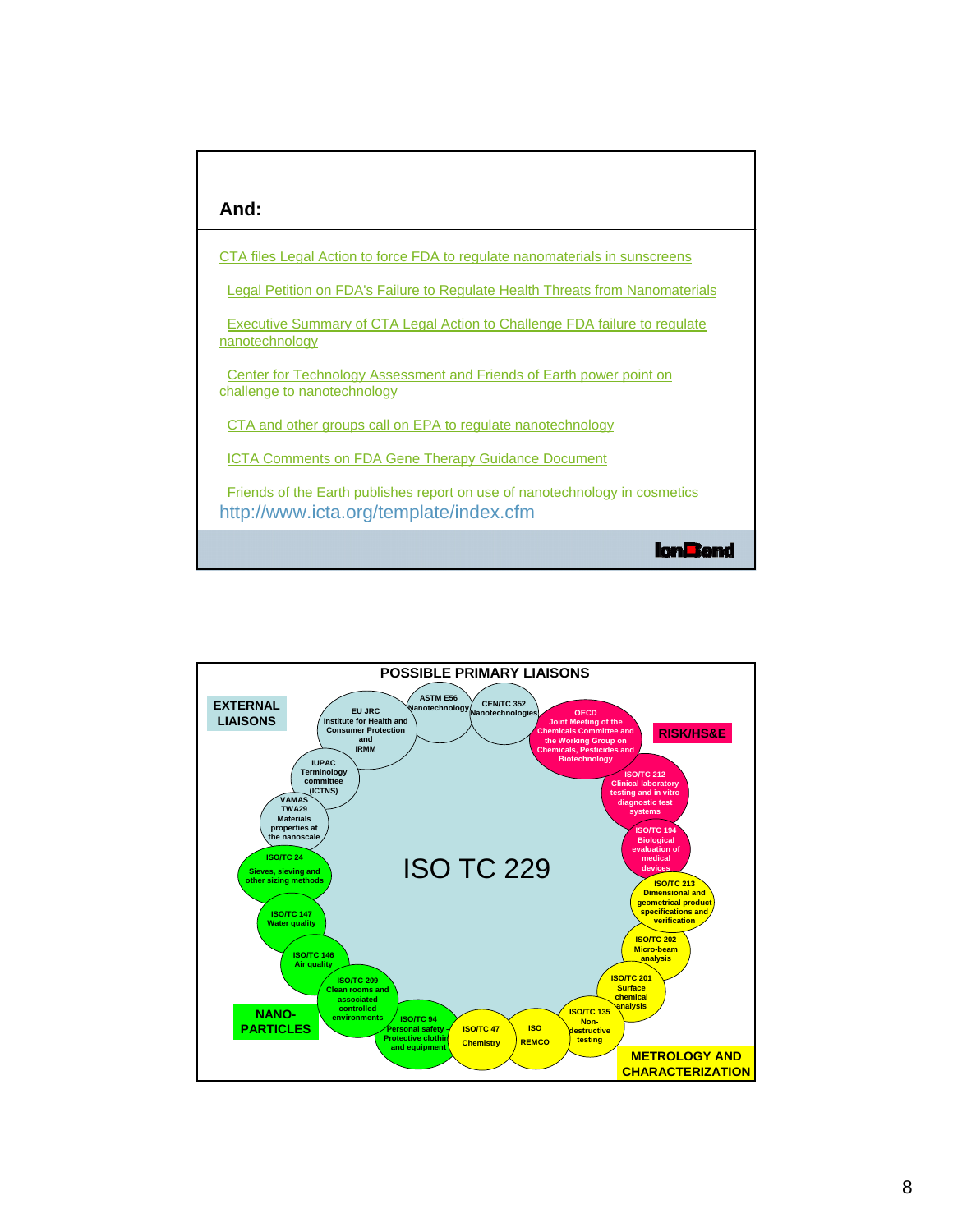## And:

CTA files Legal Action to force FDA to regulate nanomaterials in sunscreens

Legal Petition on FDA's Failure to Regulate Health Threats from Nanomaterials

Executive Summary of CTA Legal Action to Challenge FDA failure to regulate nanotechnology

Center for Technology Assessment and Friends of Earth power point on challenge to nanotechnology

CTA and other groups call on EPA to regulate nanotechnology

ICTA Comments on FDA Gene Therapy Guidance Document

Friends of the Earth publishes report on use of nanotechnology in cosmetics

http://www.icta.org/template/index.cfm

IonBond

## POSSIBLE PRIMARY LIAISONS

**ISO TC 229**

**EXTERNAL LIAISONS**

- ASTM E56 Nanotechnology
- CEN/TC 352 Nanotechnologies
- EU JRC Institute for Health and Consumer Protection and IRMM
- IUPAC Terminology committee (ICTNS)
- VAMAS TWA29 Materials properties at the nanoscale

**RISK/HS&E**

- OECD Joint Meeting of the Chemicals Committee and the Working Group on Chemicals, Pesticides and Biotechnology
- ISO/TC 212 Clinical laboratory testing and in vitro diagnostic test systems
- ISO/TC 194 Biological evaluation of medical devices

**METROLOGY AND CHARACTERIZATION**

- ISO/TC 213 Dimensional and geometrical product specifications and verification
- ISO/TC 202 Micro-beam analysis
- ISO/TC 201 Surface chemical analysis
- ISO/TC 135 Non-destructive testing
- ISO REMCO
- ISO/TC 47 Chemistry

**NANO-PARTICLES**

- ISO/TC 24 Sieves, sieving and other sizing methods
- ISO/TC 147 Water quality
- ISO/TC 146 Air quality
- ISO/TC 209 Clean rooms and associated controlled environments
- ISO/TC 94 Personal safety – Protective clothing and equipment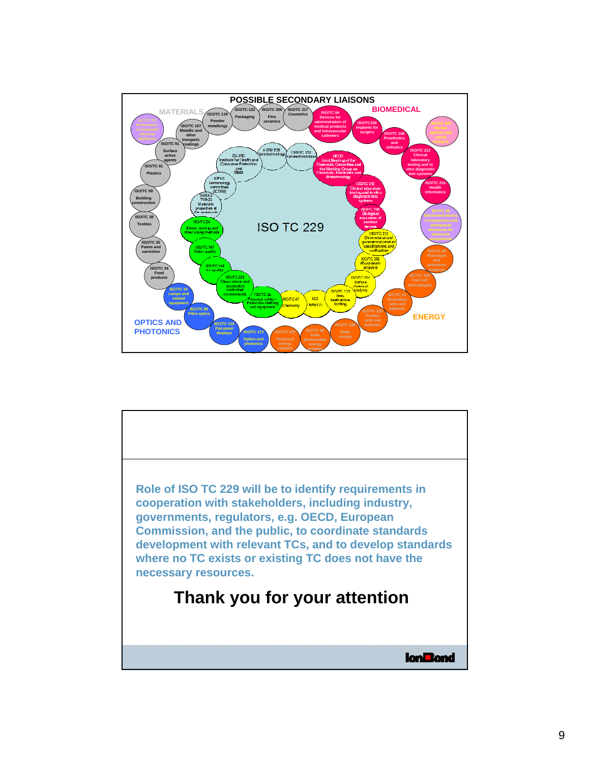POSSIBLE SECONDARY LIAISONS

MATERIALS

BIOMEDICAL

OPTICS AND PHOTONICS

ENERGY

ISO TC 229

IEC/TC 59 Performance of household electrical appliances

ISO/TC 119 Powder metallurgy

ISO/TC 122 Packaging

ISO/TC 206 Fine ceramics

ISO/TC 217 Cosmetics

ISO/TC 84 Devices for administration of medical products and intravascular catheters

ISO/TC150 Implants for surgery

ISO/TC 168 Prosthetics and orthotics

ISO/TC 225 Market opinion and social research

ISO/TC 107 Metallic and other inorganic coatings

ISO/TC 91 Surface active agents

ISO/TC 61 Plastics

ISO/TC 59 Building construction

ISO/TC 38 Textiles

ISO/TC 35 Paints and varnishes

ISO/TC 34 Food products

IEC/TC 34 Lamps and related equipment

IEC/TC 86 Fibre optics

IEC/TC 110 Flat panel displays

ISO/TC 172 Optics and photonics

ISO/TC 203 Technical energy systems

IEC/TC 82 Solar photovoltaic energy systems

ISO/TC 180 Solar energy

IEC/TC 35 Primary cells and batteries

IEC/TC 21 Secondary cells and batteries

IEC/TC 105 Fuel cell technologies

ISO/TC 28 Petroleum and petroleum products

IEC/TC 48 Electromechanical components and mechanical structures for electronic components

ISO/TC 215 Health informatics

ISO/TC 212 Clinical laboratory testing and in vitro diagnostic test systems

ASTM E56 Nanotechnology

CEN/TC 352 Nanotechnologies

EU JRC Institute for Health and Consumer Protection and IRMM

OECD Joint Meeting of the Chemicals Committee and the Working Group on Chemicals, Pesticides and Biotechnology

IUPAC Terminology committee (ICTMS)

VAMAS TWA 29 Materials properties at the nanoscale

ISO/TC 24 Sieves, sieving and other sizing methods

ISO/TC 147 Water quality

ISO/TC 146 Air quality

ISO/TC 209 Cleanrooms and associated controlled environments

ISO/TC 94 Personal safety – Protective clothing and equipment

ISO/TC 47 Chemistry

ISO REMCO

ISO/TC 135 Non-destructive testing

ISO/TC 201 Surface chemical analysis

ISO/TC 202 Microbeam analysis

ISO/TC 213 Dimensional and geometrical product specifications and verification

ISO/TC 194 Biological evaluation of medical devices

ISO/TC 212 Clinical laboratory testing and in vitro diagnostic test systems

Role of ISO TC 229 will be to identify requirements in cooperation with stakeholders, including industry, governments, regulators, e.g. OECD, European Commission, and the public, to coordinate standards development with relevant TCs, and to develop standards where no TC exists or existing TC does not have the necessary resources.

## Thank you for your attention

IonBond